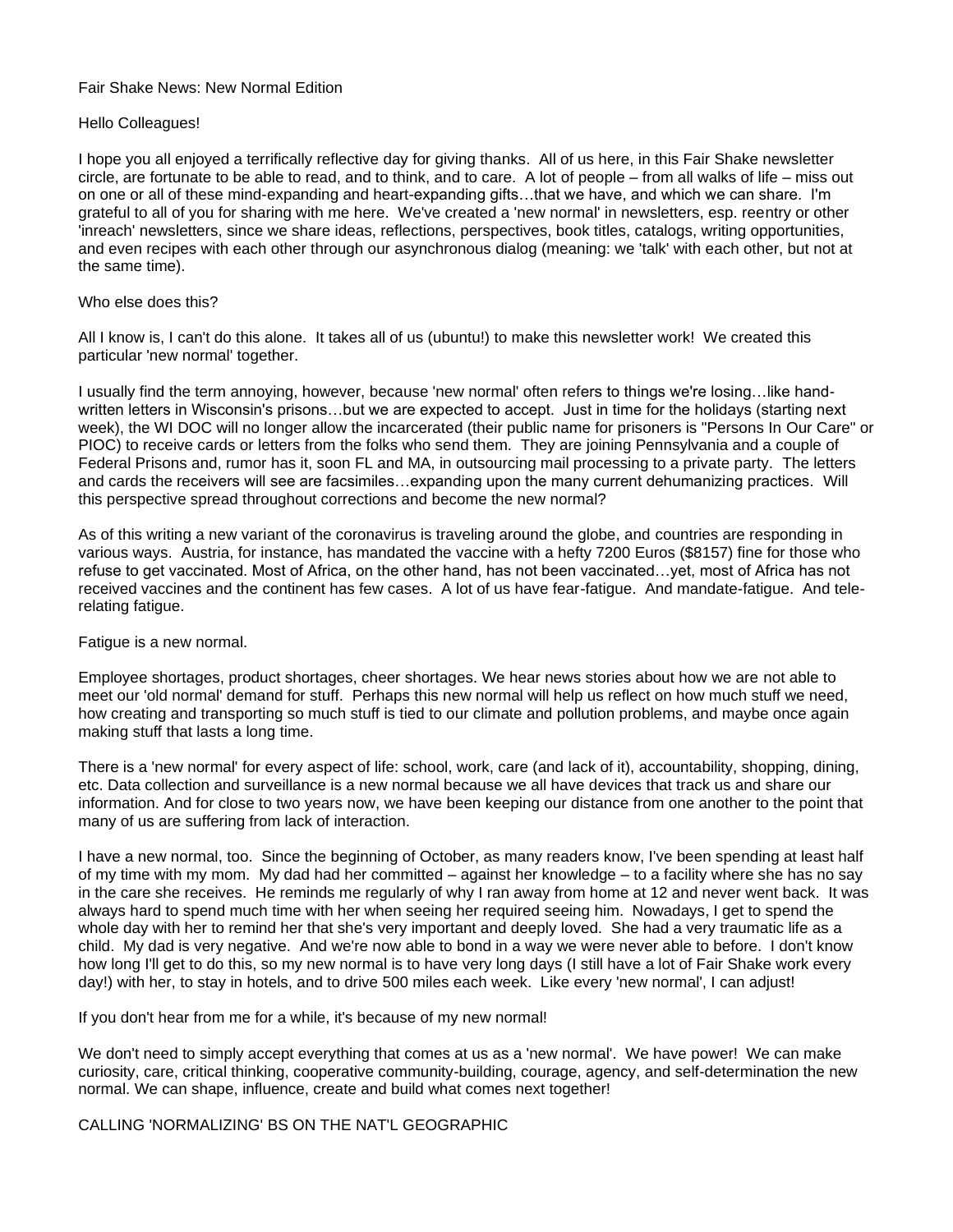Fair Shake News: New Normal Edition

Hello Colleagues!

I hope you all enjoyed a terrifically reflective day for giving thanks. All of us here, in this Fair Shake newsletter circle, are fortunate to be able to read, and to think, and to care. A lot of people – from all walks of life – miss out on one or all of these mind-expanding and heart-expanding gifts…that we have, and which we can share. I'm grateful to all of you for sharing with me here. We've created a 'new normal' in newsletters, esp. reentry or other 'inreach' newsletters, since we share ideas, reflections, perspectives, book titles, catalogs, writing opportunities, and even recipes with each other through our asynchronous dialog (meaning: we 'talk' with each other, but not at the same time).

Who else does this?

All I know is, I can't do this alone. It takes all of us (ubuntu!) to make this newsletter work! We created this particular 'new normal' together.

I usually find the term annoying, however, because 'new normal' often refers to things we're losing…like hand-written letters in Wisconsin's prisons…but we are expected to accept. Just in time for the holidays (starting next week), the WI DOC will no longer allow the incarcerated (their public name for prisoners is "Persons In Our Care" or PIOC) to receive cards or letters from the folks who send them. They are joining Pennsylvania and a couple of Federal Prisons and, rumor has it, soon FL and MA, in outsourcing mail processing to a private party. The letters and cards the receivers will see are facsimiles…expanding upon the many current dehumanizing practices. Will this perspective spread throughout corrections and become the new normal?

As of this writing a new variant of the coronavirus is traveling around the globe, and countries are responding in various ways. Austria, for instance, has mandated the vaccine with a hefty 7200 Euros ($8157) fine for those who refuse to get vaccinated. Most of Africa, on the other hand, has not been vaccinated…yet, most of Africa has not received vaccines and the continent has few cases. A lot of us have fear-fatigue. And mandate-fatigue. And tele-relating fatigue.

Fatigue is a new normal.

Employee shortages, product shortages, cheer shortages. We hear news stories about how we are not able to meet our 'old normal' demand for stuff. Perhaps this new normal will help us reflect on how much stuff we need, how creating and transporting so much stuff is tied to our climate and pollution problems, and maybe once again making stuff that lasts a long time.

There is a 'new normal' for every aspect of life: school, work, care (and lack of it), accountability, shopping, dining, etc. Data collection and surveillance is a new normal because we all have devices that track us and share our information. And for close to two years now, we have been keeping our distance from one another to the point that many of us are suffering from lack of interaction.

I have a new normal, too. Since the beginning of October, as many readers know, I've been spending at least half of my time with my mom. My dad had her committed – against her knowledge – to a facility where she has no say in the care she receives. He reminds me regularly of why I ran away from home at 12 and never went back. It was always hard to spend much time with her when seeing her required seeing him. Nowadays, I get to spend the whole day with her to remind her that she's very important and deeply loved. She had a very traumatic life as a child. My dad is very negative. And we're now able to bond in a way we were never able to before. I don't know how long I'll get to do this, so my new normal is to have very long days (I still have a lot of Fair Shake work every day!) with her, to stay in hotels, and to drive 500 miles each week. Like every 'new normal', I can adjust!

If you don't hear from me for a while, it's because of my new normal!

We don't need to simply accept everything that comes at us as a 'new normal'. We have power! We can make curiosity, care, critical thinking, cooperative community-building, courage, agency, and self-determination the new normal. We can shape, influence, create and build what comes next together!

CALLING 'NORMALIZING' BS ON THE NAT'L GEOGRAPHIC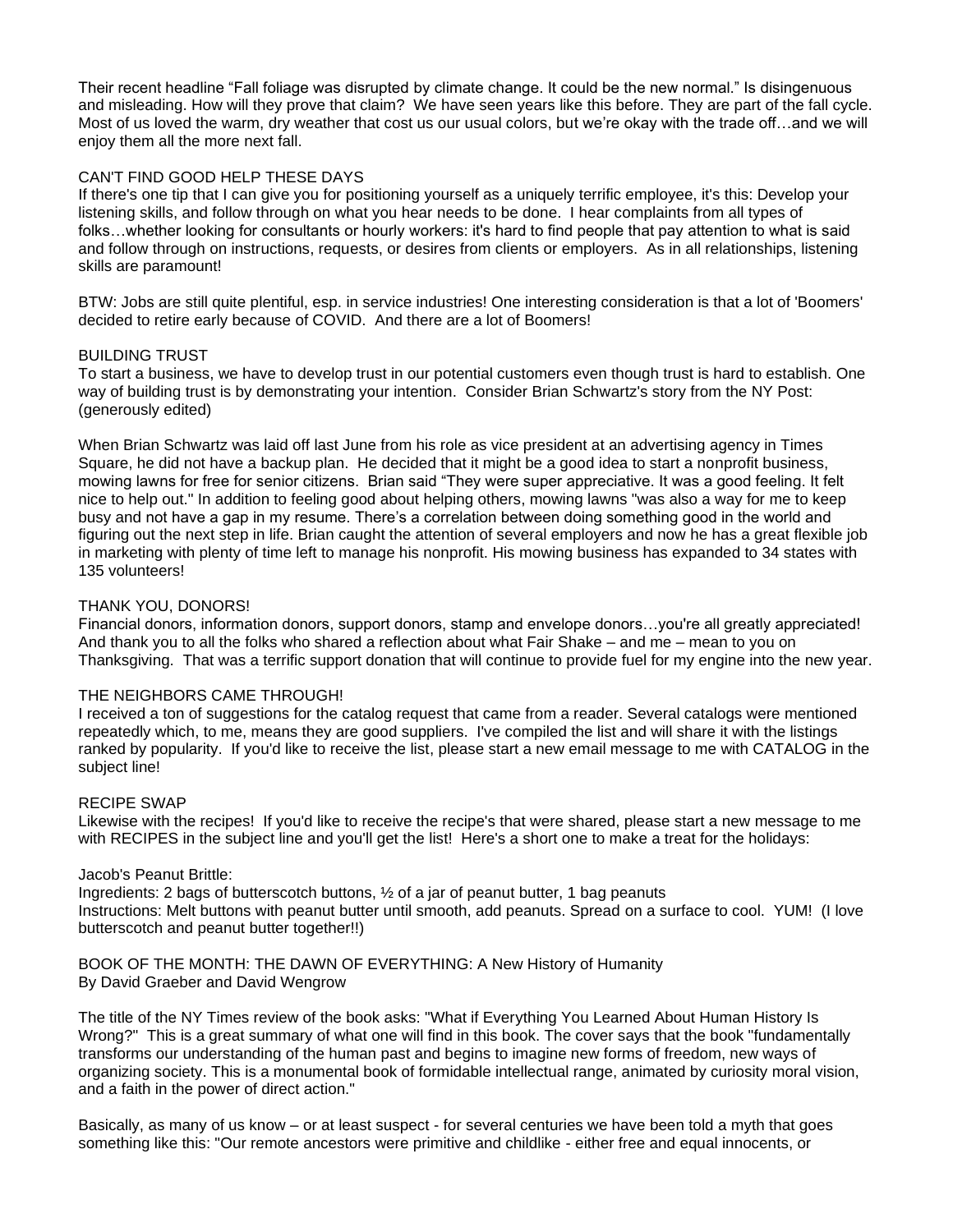Their recent headline "Fall foliage was disrupted by climate change. It could be the new normal." Is disingenuous and misleading. How will they prove that claim? We have seen years like this before. They are part of the fall cycle. Most of us loved the warm, dry weather that cost us our usual colors, but we're okay with the trade off…and we will enjoy them all the more next fall.

## CAN'T FIND GOOD HELP THESE DAYS

If there's one tip that I can give you for positioning yourself as a uniquely terrific employee, it's this: Develop your listening skills, and follow through on what you hear needs to be done. I hear complaints from all types of folks…whether looking for consultants or hourly workers: it's hard to find people that pay attention to what is said and follow through on instructions, requests, or desires from clients or employers. As in all relationships, listening skills are paramount!

BTW: Jobs are still quite plentiful, esp. in service industries! One interesting consideration is that a lot of 'Boomers' decided to retire early because of COVID. And there are a lot of Boomers!

## BUILDING TRUST

To start a business, we have to develop trust in our potential customers even though trust is hard to establish. One way of building trust is by demonstrating your intention. Consider Brian Schwartz's story from the NY Post: (generously edited)

When Brian Schwartz was laid off last June from his role as vice president at an advertising agency in Times Square, he did not have a backup plan. He decided that it might be a good idea to start a nonprofit business, mowing lawns for free for senior citizens. Brian said "They were super appreciative. It was a good feeling. It felt nice to help out." In addition to feeling good about helping others, mowing lawns "was also a way for me to keep busy and not have a gap in my resume. There's a correlation between doing something good in the world and figuring out the next step in life. Brian caught the attention of several employers and now he has a great flexible job in marketing with plenty of time left to manage his nonprofit. His mowing business has expanded to 34 states with 135 volunteers!

## THANK YOU, DONORS!

Financial donors, information donors, support donors, stamp and envelope donors…you're all greatly appreciated! And thank you to all the folks who shared a reflection about what Fair Shake – and me – mean to you on Thanksgiving. That was a terrific support donation that will continue to provide fuel for my engine into the new year.

## THE NEIGHBORS CAME THROUGH!

I received a ton of suggestions for the catalog request that came from a reader. Several catalogs were mentioned repeatedly which, to me, means they are good suppliers. I've compiled the list and will share it with the listings ranked by popularity. If you'd like to receive the list, please start a new email message to me with CATALOG in the subject line!

## RECIPE SWAP

Likewise with the recipes! If you'd like to receive the recipe's that were shared, please start a new message to me with RECIPES in the subject line and you'll get the list! Here's a short one to make a treat for the holidays:

Jacob's Peanut Brittle:
Ingredients: 2 bags of butterscotch buttons, ½ of a jar of peanut butter, 1 bag peanuts
Instructions: Melt buttons with peanut butter until smooth, add peanuts. Spread on a surface to cool. YUM! (I love butterscotch and peanut butter together!!)

## BOOK OF THE MONTH: THE DAWN OF EVERYTHING: A New History of Humanity

By David Graeber and David Wengrow

The title of the NY Times review of the book asks: "What if Everything You Learned About Human History Is Wrong?" This is a great summary of what one will find in this book. The cover says that the book "fundamentally transforms our understanding of the human past and begins to imagine new forms of freedom, new ways of organizing society. This is a monumental book of formidable intellectual range, animated by curiosity moral vision, and a faith in the power of direct action."

Basically, as many of us know – or at least suspect - for several centuries we have been told a myth that goes something like this: "Our remote ancestors were primitive and childlike - either free and equal innocents, or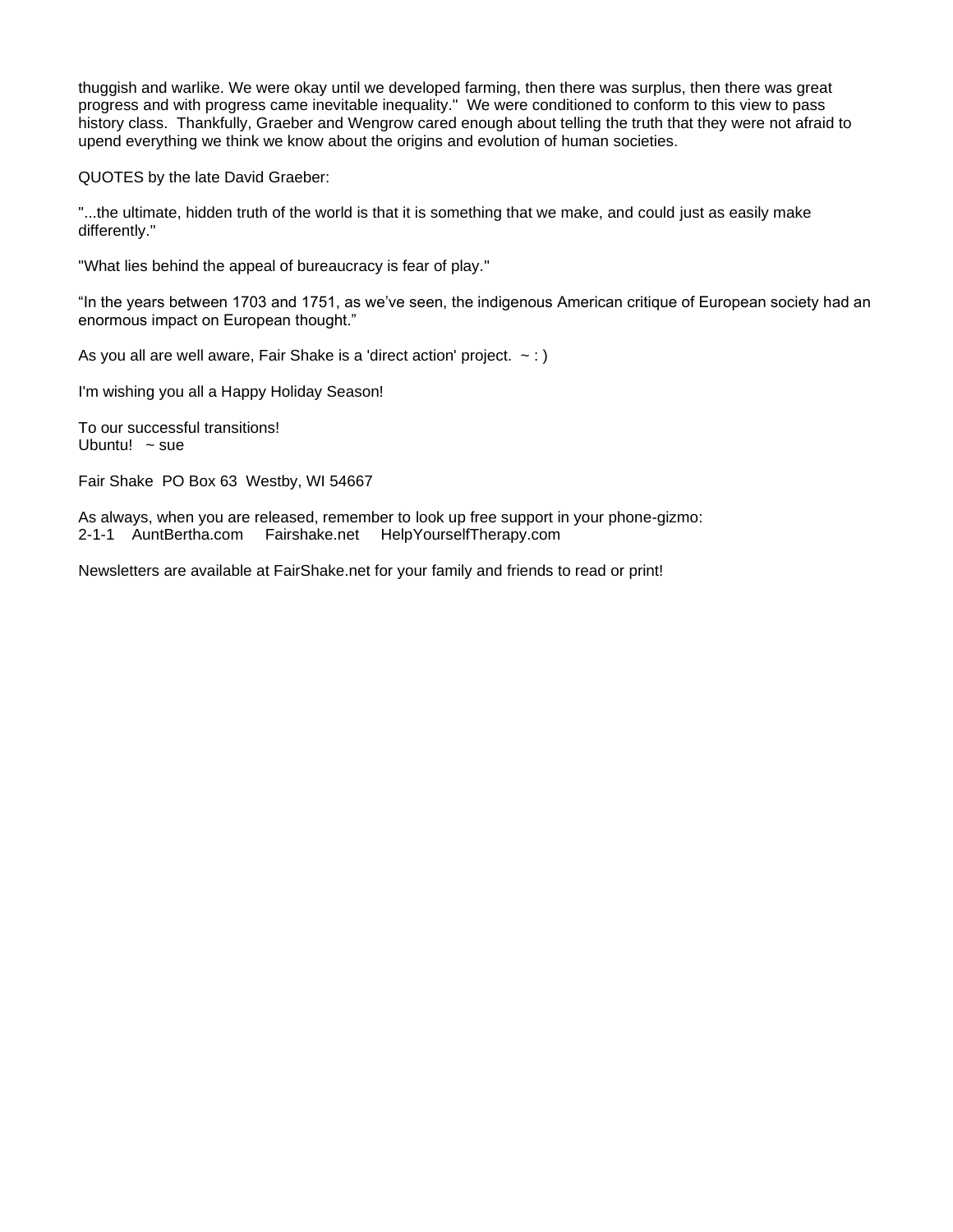thuggish and warlike. We were okay until we developed farming, then there was surplus, then there was great progress and with progress came inevitable inequality." We were conditioned to conform to this view to pass history class. Thankfully, Graeber and Wengrow cared enough about telling the truth that they were not afraid to upend everything we think we know about the origins and evolution of human societies.

QUOTES by the late David Graeber:

"...the ultimate, hidden truth of the world is that it is something that we make, and could just as easily make differently."

"What lies behind the appeal of bureaucracy is fear of play."

“In the years between 1703 and 1751, as we’ve seen, the indigenous American critique of European society had an enormous impact on European thought.”

As you all are well aware, Fair Shake is a 'direct action' project. ~ : )

I'm wishing you all a Happy Holiday Season!

To our successful transitions!
Ubuntu! ~ sue

Fair Shake PO Box 63 Westby, WI 54667

As always, when you are released, remember to look up free support in your phone-gizmo:
2-1-1 AuntBertha.com Fairshake.net HelpYourselfTherapy.com

Newsletters are available at FairShake.net for your family and friends to read or print!